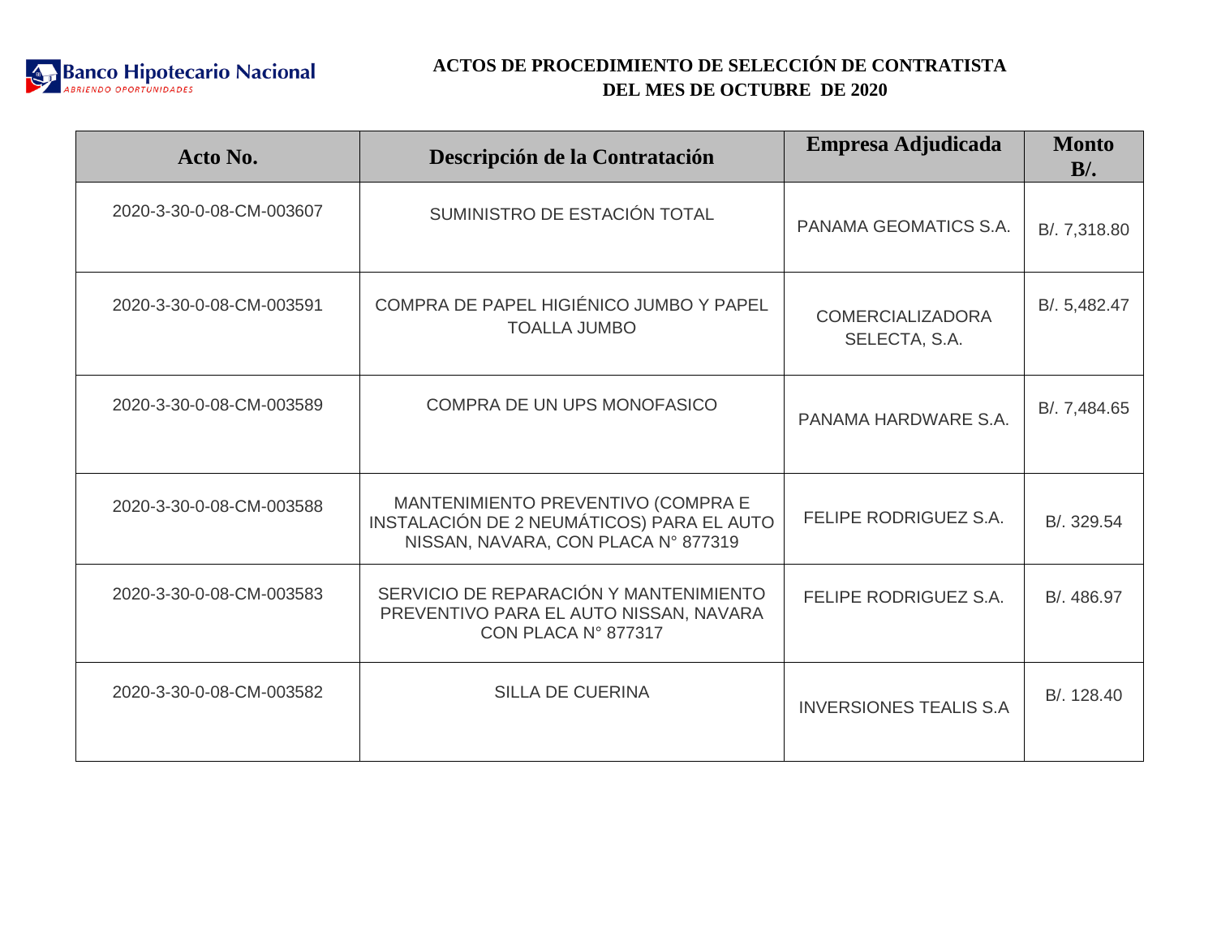Banco Hipotecario Nacional
*ABRIENDO OPORTUNIDADES*

# ACTOS DE PROCEDIMIENTO DE SELECCIÓN DE CONTRATISTA DEL MES DE OCTUBRE DE 2020

| Acto No. | Descripción de la Contratación | Empresa Adjudicada | Monto B/. |
|---|---|---|---|
| 2020-3-30-0-08-CM-003607 | SUMINISTRO DE ESTACIÓN TOTAL | PANAMA GEOMATICS S.A. | B/. 7,318.80 |
| 2020-3-30-0-08-CM-003591 | COMPRA DE PAPEL HIGIÉNICO JUMBO Y PAPEL TOALLA JUMBO | COMERCIALIZADORA SELECTA, S.A. | B/. 5,482.47 |
| 2020-3-30-0-08-CM-003589 | COMPRA DE UN UPS MONOFASICO | PANAMA HARDWARE S.A. | B/. 7,484.65 |
| 2020-3-30-0-08-CM-003588 | MANTENIMIENTO PREVENTIVO (COMPRA E INSTALACIÓN DE 2 NEUMÁTICOS) PARA EL AUTO NISSAN, NAVARA, CON PLACA N° 877319 | FELIPE RODRIGUEZ S.A. | B/. 329.54 |
| 2020-3-30-0-08-CM-003583 | SERVICIO DE REPARACIÓN Y MANTENIMIENTO PREVENTIVO PARA EL AUTO NISSAN, NAVARA CON PLACA N° 877317 | FELIPE RODRIGUEZ S.A. | B/. 486.97 |
| 2020-3-30-0-08-CM-003582 | SILLA DE CUERINA | INVERSIONES TEALIS S.A | B/. 128.40 |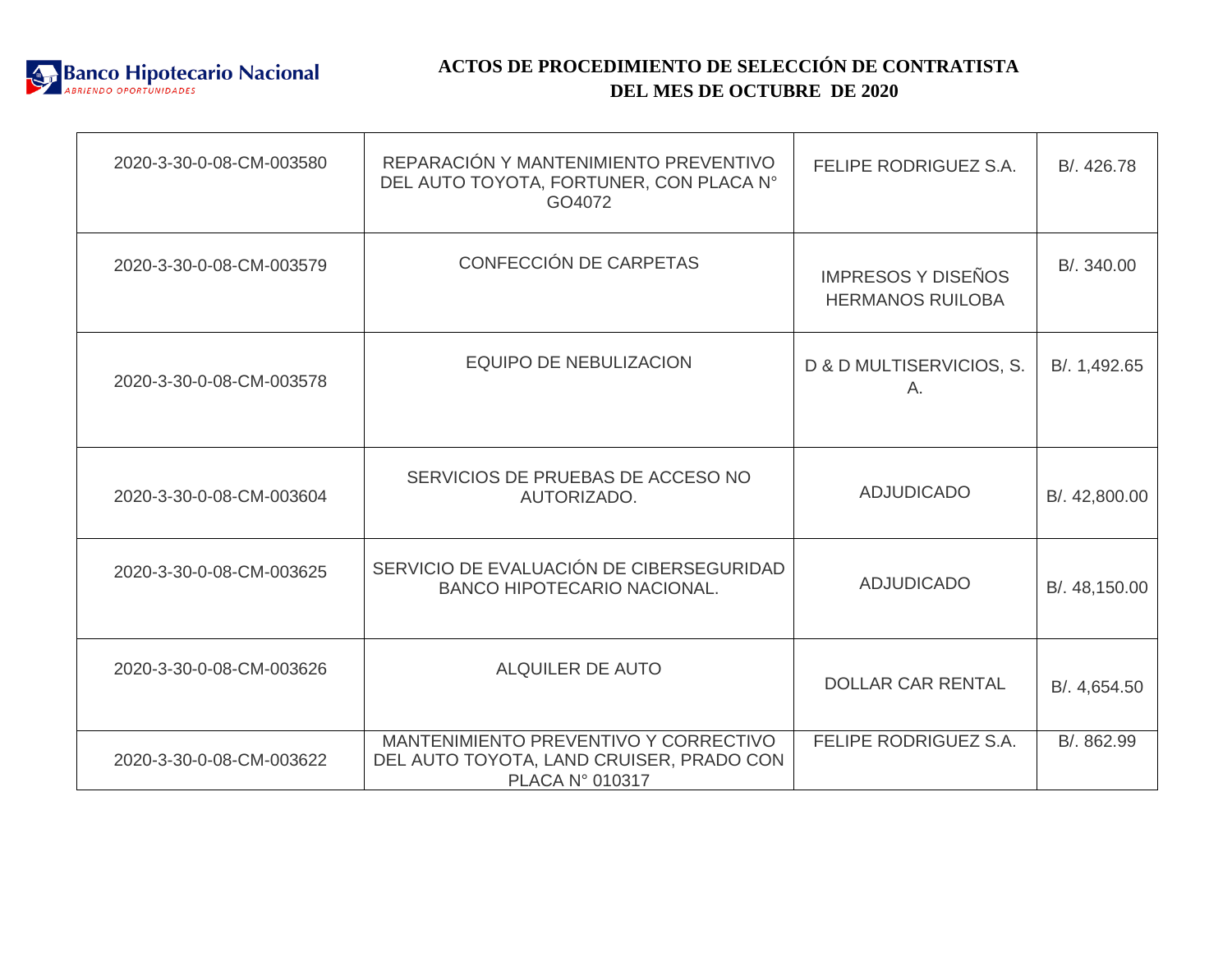Banco Hipotecario Nacional
ABRIENDO OPORTUNIDADES

# ACTOS DE PROCEDIMIENTO DE SELECCIÓN DE CONTRATISTA DEL MES DE OCTUBRE DE 2020

| | | | |
|---|---|---|---|
| 2020-3-30-0-08-CM-003580 | REPARACIÓN Y MANTENIMIENTO PREVENTIVO DEL AUTO TOYOTA, FORTUNER, CON PLACA N° GO4072 | FELIPE RODRIGUEZ S.A. | B/. 426.78 |
| 2020-3-30-0-08-CM-003579 | CONFECCIÓN DE CARPETAS | IMPRESOS Y DISEÑOS HERMANOS RUILOBA | B/. 340.00 |
| 2020-3-30-0-08-CM-003578 | EQUIPO DE NEBULIZACION | D & D MULTISERVICIOS, S. A. | B/. 1,492.65 |
| 2020-3-30-0-08-CM-003604 | SERVICIOS DE PRUEBAS DE ACCESO NO AUTORIZADO. | ADJUDICADO | B/. 42,800.00 |
| 2020-3-30-0-08-CM-003625 | SERVICIO DE EVALUACIÓN DE CIBERSEGURIDAD BANCO HIPOTECARIO NACIONAL. | ADJUDICADO | B/. 48,150.00 |
| 2020-3-30-0-08-CM-003626 | ALQUILER DE AUTO | DOLLAR CAR RENTAL | B/. 4,654.50 |
| 2020-3-30-0-08-CM-003622 | MANTENIMIENTO PREVENTIVO Y CORRECTIVO DEL AUTO TOYOTA, LAND CRUISER, PRADO CON PLACA N° 010317 | FELIPE RODRIGUEZ S.A. | B/. 862.99 |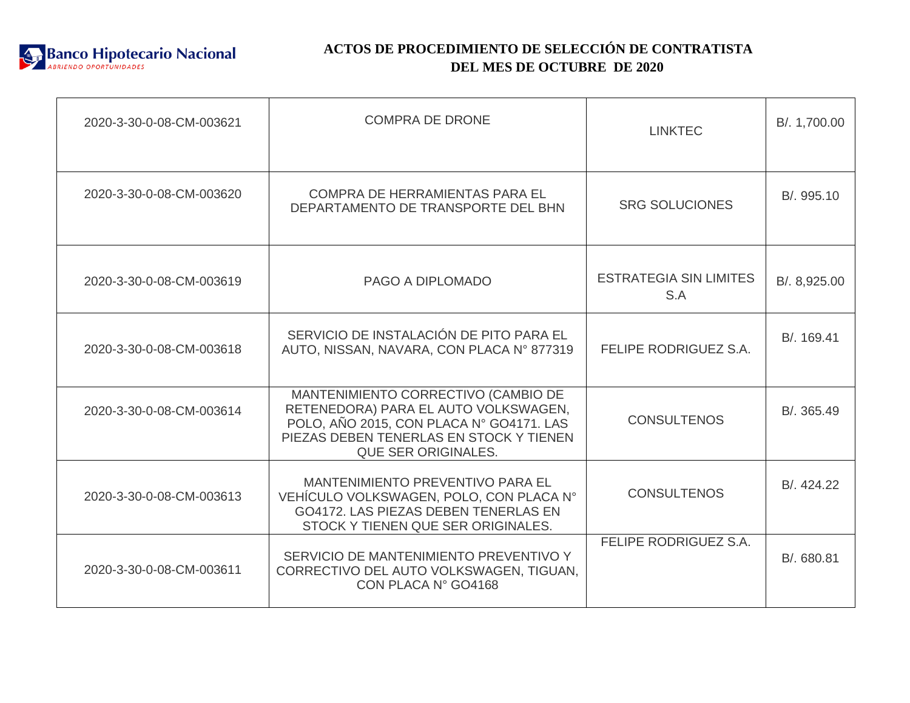Banco Hipotecario Nacional
ABRIENDO OPORTUNIDADES

# ACTOS DE PROCEDIMIENTO DE SELECCIÓN DE CONTRATISTA DEL MES DE OCTUBRE DE 2020

| | | | |
|---|---|---|---|
| 2020-3-30-0-08-CM-003621 | COMPRA DE DRONE | LINKTEC | B/. 1,700.00 |
| 2020-3-30-0-08-CM-003620 | COMPRA DE HERRAMIENTAS PARA EL DEPARTAMENTO DE TRANSPORTE DEL BHN | SRG SOLUCIONES | B/. 995.10 |
| 2020-3-30-0-08-CM-003619 | PAGO A DIPLOMADO | ESTRATEGIA SIN LIMITES S.A | B/. 8,925.00 |
| 2020-3-30-0-08-CM-003618 | SERVICIO DE INSTALACIÓN DE PITO PARA EL AUTO, NISSAN, NAVARA, CON PLACA N° 877319 | FELIPE RODRIGUEZ S.A. | B/. 169.41 |
| 2020-3-30-0-08-CM-003614 | MANTENIMIENTO CORRECTIVO (CAMBIO DE RETENEDORA) PARA EL AUTO VOLKSWAGEN, POLO, AÑO 2015, CON PLACA N° GO4171. LAS PIEZAS DEBEN TENERLAS EN STOCK Y TIENEN QUE SER ORIGINALES. | CONSULTENOS | B/. 365.49 |
| 2020-3-30-0-08-CM-003613 | MANTENIMIENTO PREVENTIVO PARA EL VEHÍCULO VOLKSWAGEN, POLO, CON PLACA N° GO4172. LAS PIEZAS DEBEN TENERLAS EN STOCK Y TIENEN QUE SER ORIGINALES. | CONSULTENOS | B/. 424.22 |
| 2020-3-30-0-08-CM-003611 | SERVICIO DE MANTENIMIENTO PREVENTIVO Y CORRECTIVO DEL AUTO VOLKSWAGEN, TIGUAN, CON PLACA N° GO4168 | FELIPE RODRIGUEZ S.A. | B/. 680.81 |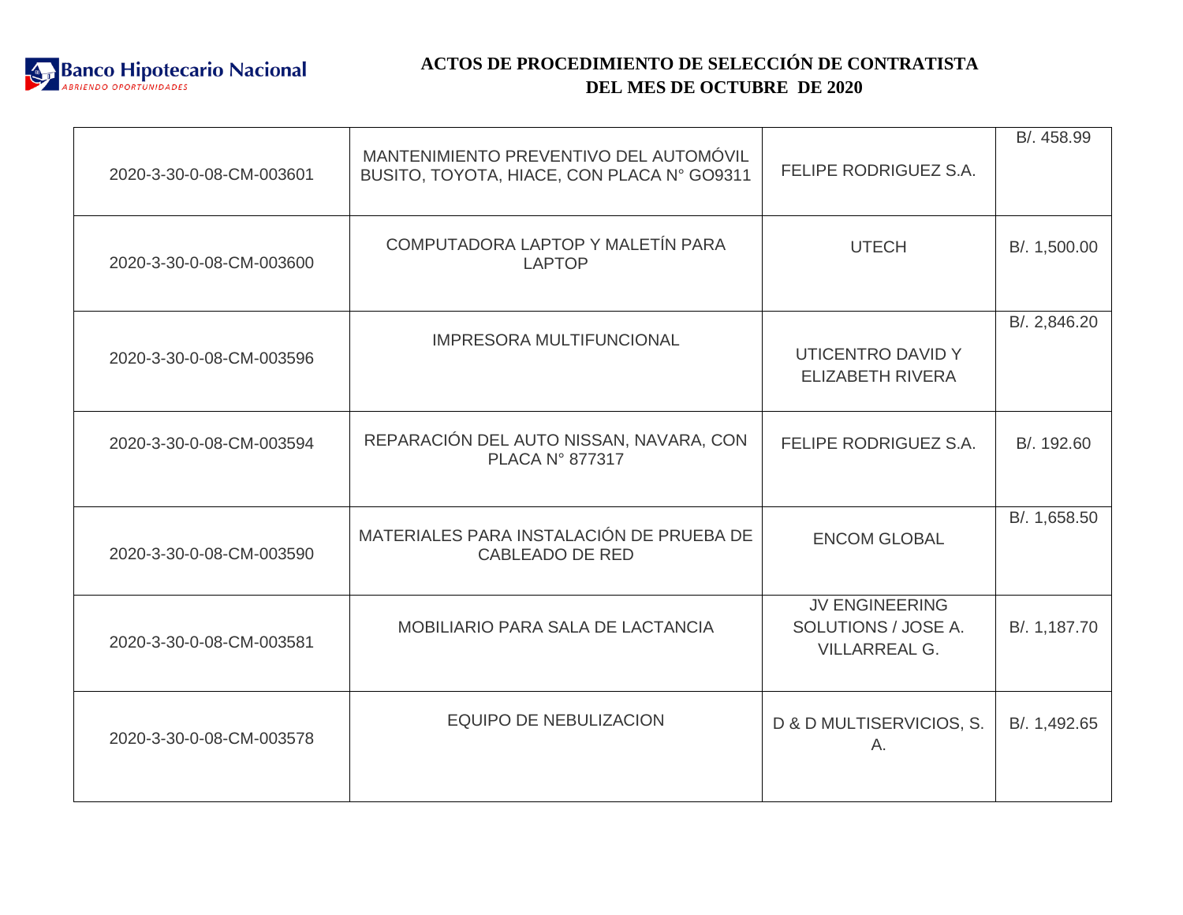**Banco Hipotecario Nacional**
*ABRIENDO OPORTUNIDADES*

**ACTOS DE PROCEDIMIENTO DE SELECCIÓN DE CONTRATISTA DEL MES DE OCTUBRE DE 2020**

| | | | |
|---|---|---|---|
| 2020-3-30-0-08-CM-003601 | MANTENIMIENTO PREVENTIVO DEL AUTOMÓVIL BUSITO, TOYOTA, HIACE, CON PLACA N° GO9311 | FELIPE RODRIGUEZ S.A. | B/. 458.99 |
| 2020-3-30-0-08-CM-003600 | COMPUTADORA LAPTOP Y MALETÍN PARA LAPTOP | UTECH | B/. 1,500.00 |
| 2020-3-30-0-08-CM-003596 | IMPRESORA MULTIFUNCIONAL | UTICENTRO DAVID Y ELIZABETH RIVERA | B/. 2,846.20 |
| 2020-3-30-0-08-CM-003594 | REPARACIÓN DEL AUTO NISSAN, NAVARA, CON PLACA N° 877317 | FELIPE RODRIGUEZ S.A. | B/. 192.60 |
| 2020-3-30-0-08-CM-003590 | MATERIALES PARA INSTALACIÓN DE PRUEBA DE CABLEADO DE RED | ENCOM GLOBAL | B/. 1,658.50 |
| 2020-3-30-0-08-CM-003581 | MOBILIARIO PARA SALA DE LACTANCIA | JV ENGINEERING SOLUTIONS / JOSE A. VILLARREAL G. | B/. 1,187.70 |
| 2020-3-30-0-08-CM-003578 | EQUIPO DE NEBULIZACION | D & D MULTISERVICIOS, S. A. | B/. 1,492.65 |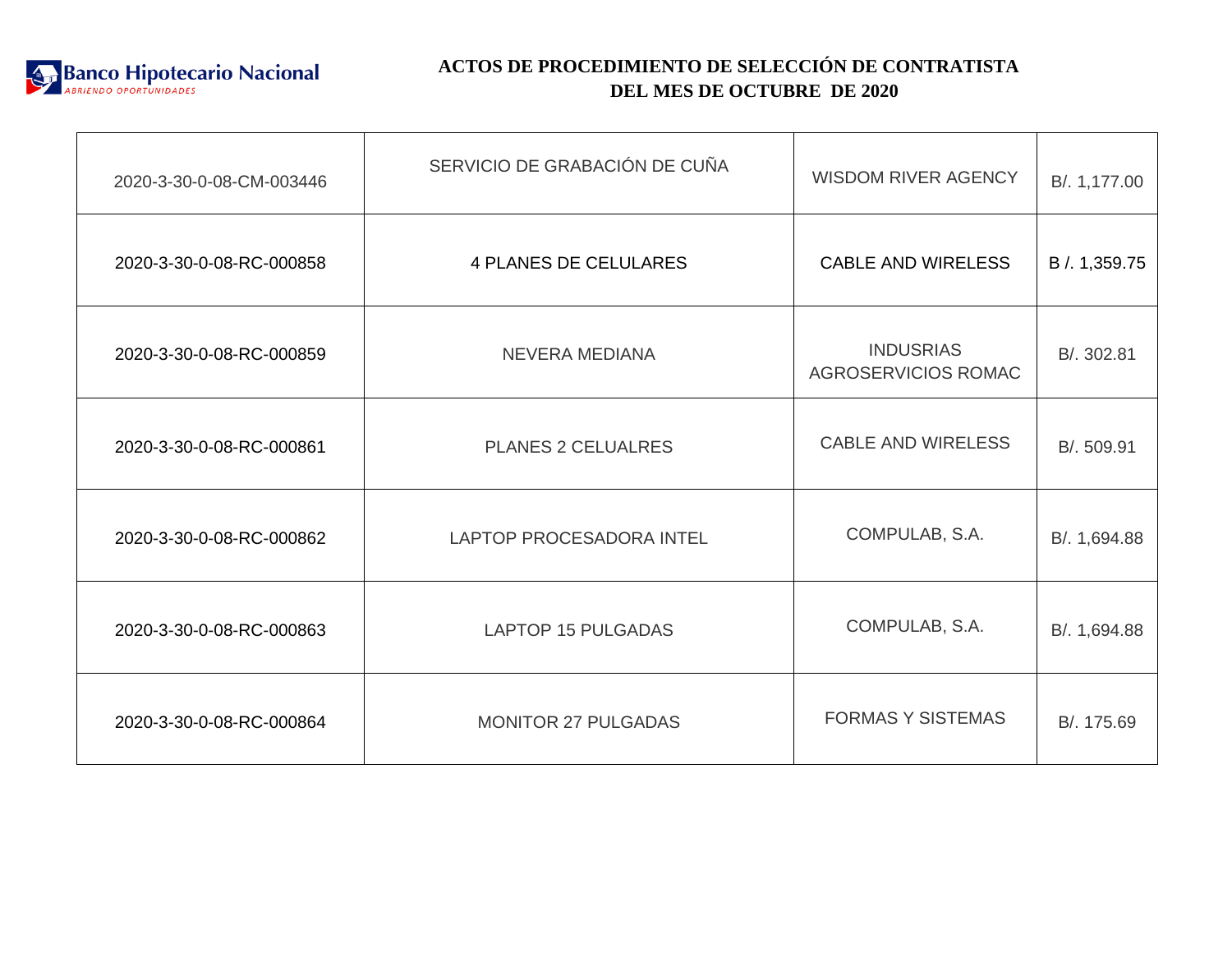Banco Hipotecario Nacional
ABRIENDO OPORTUNIDADES

# ACTOS DE PROCEDIMIENTO DE SELECCIÓN DE CONTRATISTA DEL MES DE OCTUBRE DE 2020

| | | | |
|---|---|---|---|
| 2020-3-30-0-08-CM-003446 | SERVICIO DE GRABACIÓN DE CUÑA | WISDOM RIVER AGENCY | B/. 1,177.00 |
| 2020-3-30-0-08-RC-000858 | 4 PLANES DE CELULARES | CABLE AND WIRELESS | B /. 1,359.75 |
| 2020-3-30-0-08-RC-000859 | NEVERA MEDIANA | INDUSRIAS AGROSERVICIOS ROMAC | B/. 302.81 |
| 2020-3-30-0-08-RC-000861 | PLANES 2 CELUALRES | CABLE AND WIRELESS | B/. 509.91 |
| 2020-3-30-0-08-RC-000862 | LAPTOP PROCESADORA INTEL | COMPULAB, S.A. | B/. 1,694.88 |
| 2020-3-30-0-08-RC-000863 | LAPTOP 15 PULGADAS | COMPULAB, S.A. | B/. 1,694.88 |
| 2020-3-30-0-08-RC-000864 | MONITOR 27 PULGADAS | FORMAS Y SISTEMAS | B/. 175.69 |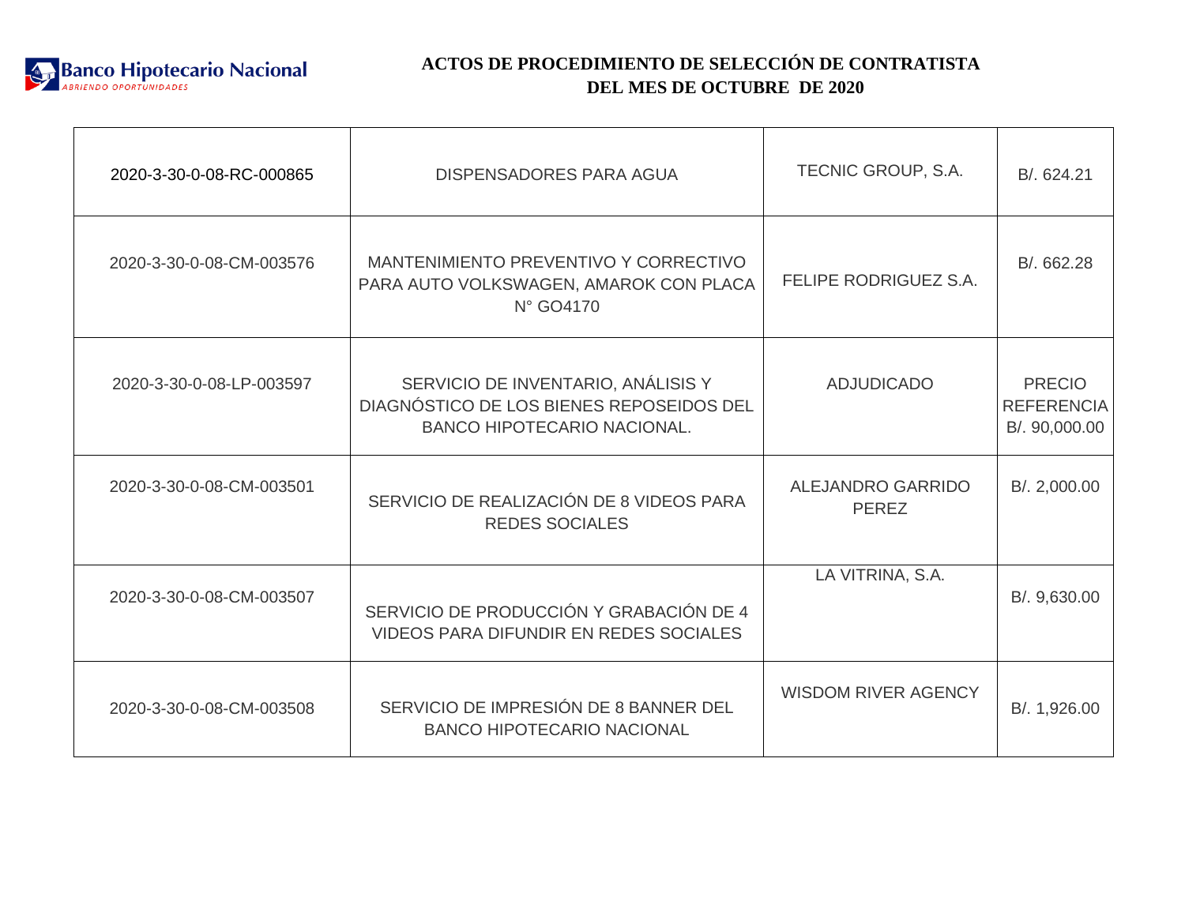**ACTOS DE PROCEDIMIENTO DE SELECCIÓN DE CONTRATISTA**
**DEL MES DE OCTUBRE DE 2020**

| | | | |
|---|---|---|---|
| 2020-3-30-0-08-RC-000865 | DISPENSADORES PARA AGUA | TECNIC GROUP, S.A. | B/. 624.21 |
| 2020-3-30-0-08-CM-003576 | MANTENIMIENTO PREVENTIVO Y CORRECTIVO PARA AUTO VOLKSWAGEN, AMAROK CON PLACA N° GO4170 | FELIPE RODRIGUEZ S.A. | B/. 662.28 |
| 2020-3-30-0-08-LP-003597 | SERVICIO DE INVENTARIO, ANÁLISIS Y DIAGNÓSTICO DE LOS BIENES REPOSEIDOS DEL BANCO HIPOTECARIO NACIONAL. | ADJUDICADO | PRECIO REFERENCIA B/. 90,000.00 |
| 2020-3-30-0-08-CM-003501 | SERVICIO DE REALIZACIÓN DE 8 VIDEOS PARA REDES SOCIALES | ALEJANDRO GARRIDO PEREZ | B/. 2,000.00 |
| 2020-3-30-0-08-CM-003507 | SERVICIO DE PRODUCCIÓN Y GRABACIÓN DE 4 VIDEOS PARA DIFUNDIR EN REDES SOCIALES | LA VITRINA, S.A. | B/. 9,630.00 |
| 2020-3-30-0-08-CM-003508 | SERVICIO DE IMPRESIÓN DE 8 BANNER DEL BANCO HIPOTECARIO NACIONAL | WISDOM RIVER AGENCY | B/. 1,926.00 |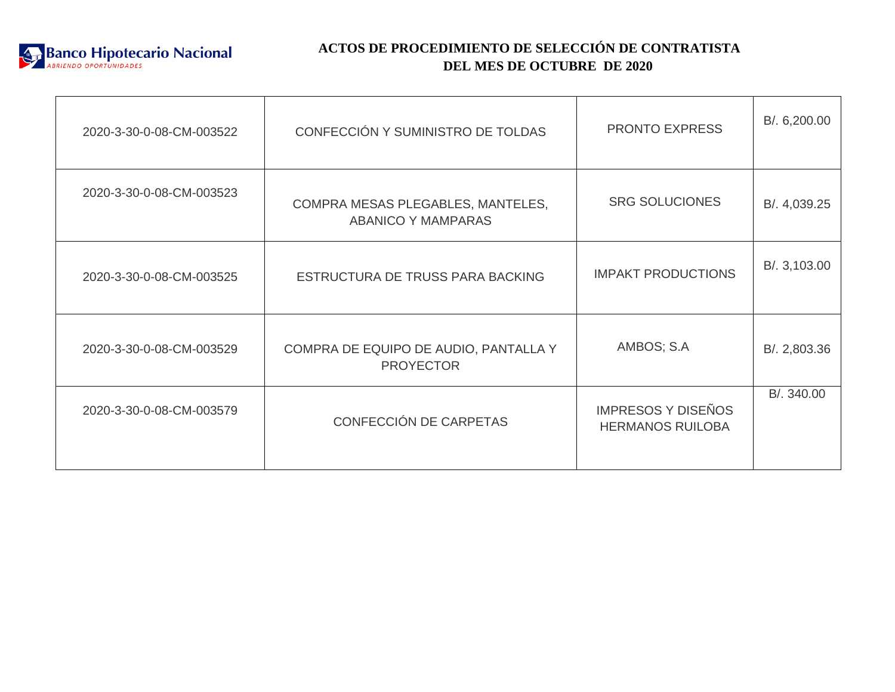Banco Hipotecario Nacional
*ABRIENDO OPORTUNIDADES*

# ACTOS DE PROCEDIMIENTO DE SELECCIÓN DE CONTRATISTA DEL MES DE OCTUBRE DE 2020

| | | | |
|---|---|---|---|
| 2020-3-30-0-08-CM-003522 | CONFECCIÓN Y SUMINISTRO DE TOLDAS | PRONTO EXPRESS | B/. 6,200.00 |
| 2020-3-30-0-08-CM-003523 | COMPRA MESAS PLEGABLES, MANTELES, ABANICO Y MAMPARAS | SRG SOLUCIONES | B/. 4,039.25 |
| 2020-3-30-0-08-CM-003525 | ESTRUCTURA DE TRUSS PARA BACKING | IMPAKT PRODUCTIONS | B/. 3,103.00 |
| 2020-3-30-0-08-CM-003529 | COMPRA DE EQUIPO DE AUDIO, PANTALLA Y PROYECTOR | AMBOS; S.A | B/. 2,803.36 |
| 2020-3-30-0-08-CM-003579 | CONFECCIÓN DE CARPETAS | IMPRESOS Y DISEÑOS HERMANOS RUILOBA | B/. 340.00 |